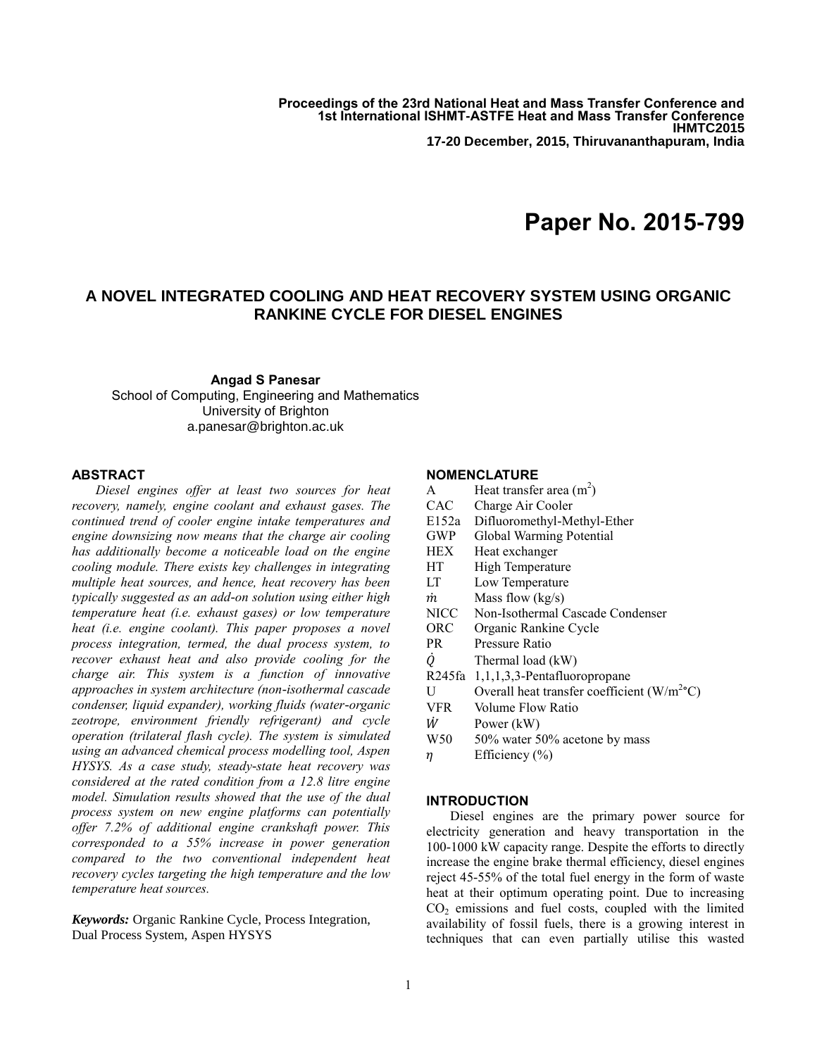Proceedings of the 23rd National Heat and Mass Transfer Conference and 1st International ISHMT-ASTFE Heat and Mass Transfer Conference
IHMTC2015
17-20 December, 2015, Thiruvananthapuram, India

# Paper No. 2015-799

## A NOVEL INTEGRATED COOLING AND HEAT RECOVERY SYSTEM USING ORGANIC RANKINE CYCLE FOR DIESEL ENGINES

**Angad S Panesar**
School of Computing, Engineering and Mathematics
University of Brighton
a.panesar@brighton.ac.uk

### ABSTRACT

*Diesel engines offer at least two sources for heat recovery, namely, engine coolant and exhaust gases. The continued trend of cooler engine intake temperatures and engine downsizing now means that the charge air cooling has additionally become a noticeable load on the engine cooling module. There exists key challenges in integrating multiple heat sources, and hence, heat recovery has been typically suggested as an add-on solution using either high temperature heat (i.e. exhaust gases) or low temperature heat (i.e. engine coolant). This paper proposes a novel process integration, termed, the dual process system, to recover exhaust heat and also provide cooling for the charge air. This system is a function of innovative approaches in system architecture (non-isothermal cascade condenser, liquid expander), working fluids (water-organic zeotrope, environment friendly refrigerant) and cycle operation (trilateral flash cycle). The system is simulated using an advanced chemical process modelling tool, Aspen HYSYS. As a case study, steady-state heat recovery was considered at the rated condition from a 12.8 litre engine model. Simulation results showed that the use of the dual process system on new engine platforms can potentially offer 7.2% of additional engine crankshaft power. This corresponded to a 55% increase in power generation compared to the two conventional independent heat recovery cycles targeting the high temperature and the low temperature heat sources.*

***Keywords:*** Organic Rankine Cycle, Process Integration, Dual Process System, Aspen HYSYS

### NOMENCLATURE

| | |
|---|---|
| A | Heat transfer area ($m^2$) |
| CAC | Charge Air Cooler |
| E152a | Difluoromethyl-Methyl-Ether |
| GWP | Global Warming Potential |
| HEX | Heat exchanger |
| HT | High Temperature |
| LT | Low Temperature |
| $\dot{m}$ | Mass flow (kg/s) |
| NICC | Non-Isothermal Cascade Condenser |
| ORC | Organic Rankine Cycle |
| PR | Pressure Ratio |
| $\dot{Q}$ | Thermal load (kW) |
| R245fa | 1,1,1,3,3-Pentafluoropropane |
| U | Overall heat transfer coefficient ($W/m^2{}^\circ C$) |
| VFR | Volume Flow Ratio |
| $\dot{W}$ | Power (kW) |
| W50 | 50% water 50% acetone by mass |
| $\eta$ | Efficiency (%) |

### INTRODUCTION

Diesel engines are the primary power source for electricity generation and heavy transportation in the 100-1000 kW capacity range. Despite the efforts to directly increase the engine brake thermal efficiency, diesel engines reject 45-55% of the total fuel energy in the form of waste heat at their optimum operating point. Due to increasing $CO_2$ emissions and fuel costs, coupled with the limited availability of fossil fuels, there is a growing interest in techniques that can even partially utilise this wasted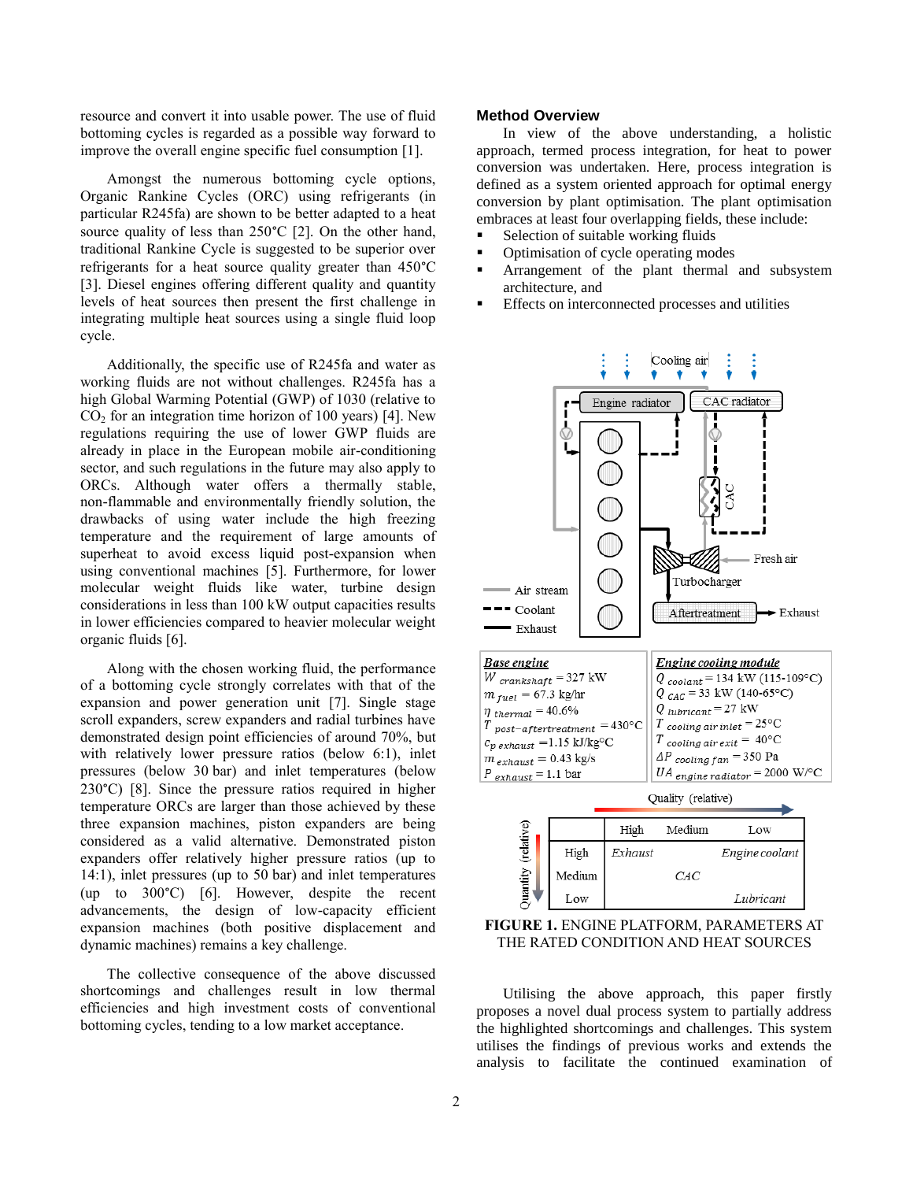resource and convert it into usable power. The use of fluid bottoming cycles is regarded as a possible way forward to improve the overall engine specific fuel consumption [1].

Amongst the numerous bottoming cycle options, Organic Rankine Cycles (ORC) using refrigerants (in particular R245fa) are shown to be better adapted to a heat source quality of less than 250°C [2]. On the other hand, traditional Rankine Cycle is suggested to be superior over refrigerants for a heat source quality greater than 450°C [3]. Diesel engines offering different quality and quantity levels of heat sources then present the first challenge in integrating multiple heat sources using a single fluid loop cycle.

Additionally, the specific use of R245fa and water as working fluids are not without challenges. R245fa has a high Global Warming Potential (GWP) of 1030 (relative to $CO_2$ for an integration time horizon of 100 years) [4]. New regulations requiring the use of lower GWP fluids are already in place in the European mobile air-conditioning sector, and such regulations in the future may also apply to ORCs. Although water offers a thermally stable, non-flammable and environmentally friendly solution, the drawbacks of using water include the high freezing temperature and the requirement of large amounts of superheat to avoid excess liquid post-expansion when using conventional machines [5]. Furthermore, for lower molecular weight fluids like water, turbine design considerations in less than 100 kW output capacities results in lower efficiencies compared to heavier molecular weight organic fluids [6].

Along with the chosen working fluid, the performance of a bottoming cycle strongly correlates with that of the expansion and power generation unit [7]. Single stage scroll expanders, screw expanders and radial turbines have demonstrated design point efficiencies of around 70%, but with relatively lower pressure ratios (below 6:1), inlet pressures (below 30 bar) and inlet temperatures (below 230°C) [8]. Since the pressure ratios required in higher temperature ORCs are larger than those achieved by these three expansion machines, piston expanders are being considered as a valid alternative. Demonstrated piston expanders offer relatively higher pressure ratios (up to 14:1), inlet pressures (up to 50 bar) and inlet temperatures (up to 300°C) [6]. However, despite the recent advancements, the design of low-capacity efficient expansion machines (both positive displacement and dynamic machines) remains a key challenge.

The collective consequence of the above discussed shortcomings and challenges result in low thermal efficiencies and high investment costs of conventional bottoming cycles, tending to a low market acceptance.

## Method Overview

In view of the above understanding, a holistic approach, termed process integration, for heat to power conversion was undertaken. Here, process integration is defined as a system oriented approach for optimal energy conversion by plant optimisation. The plant optimisation embraces at least four overlapping fields, these include:

- Selection of suitable working fluids
- Optimisation of cycle operating modes
- Arrangement of the plant thermal and subsystem architecture, and
- Effects on interconnected processes and utilities

| Base engine | Engine cooling module |
|---|---|
| $W_{crankshaft} = 327$ kW | $Q_{coolant} = 134$ kW (115-109°C) |
| $m_{fuel} = 67.3$ kg/hr | $Q_{CAC} = 33$ kW (140-65°C) |
| $\eta_{thermal} = 40.6\%$ | $Q_{lubricant} = 27$ kW |
| $T_{post-aftertreatment} = 430$°C | $T_{cooling\ air\ inlet} = 25$°C |
| $c_{p\ exhaust} = 1.15$ kJ/kg°C | $T_{cooling\ air\ exit} = 40$°C |
| $m_{exhaust} = 0.43$ kg/s | $\Delta P_{cooling\ fan} = 350$ Pa |
| $P_{exhaust} = 1.1$ bar | $UA_{engine\ radiator} = 2000$ W/°C |

Quality (relative) →

| Quantity (relative) | High | Medium | Low |
|---|---|---|---|
| High | *Exhaust* | | *Engine coolant* |
| Medium | | *CAC* | |
| Low | | | *Lubricant* |

**FIGURE 1.** ENGINE PLATFORM, PARAMETERS AT THE RATED CONDITION AND HEAT SOURCES

Utilising the above approach, this paper firstly proposes a novel dual process system to partially address the highlighted shortcomings and challenges. This system utilises the findings of previous works and extends the analysis to facilitate the continued examination of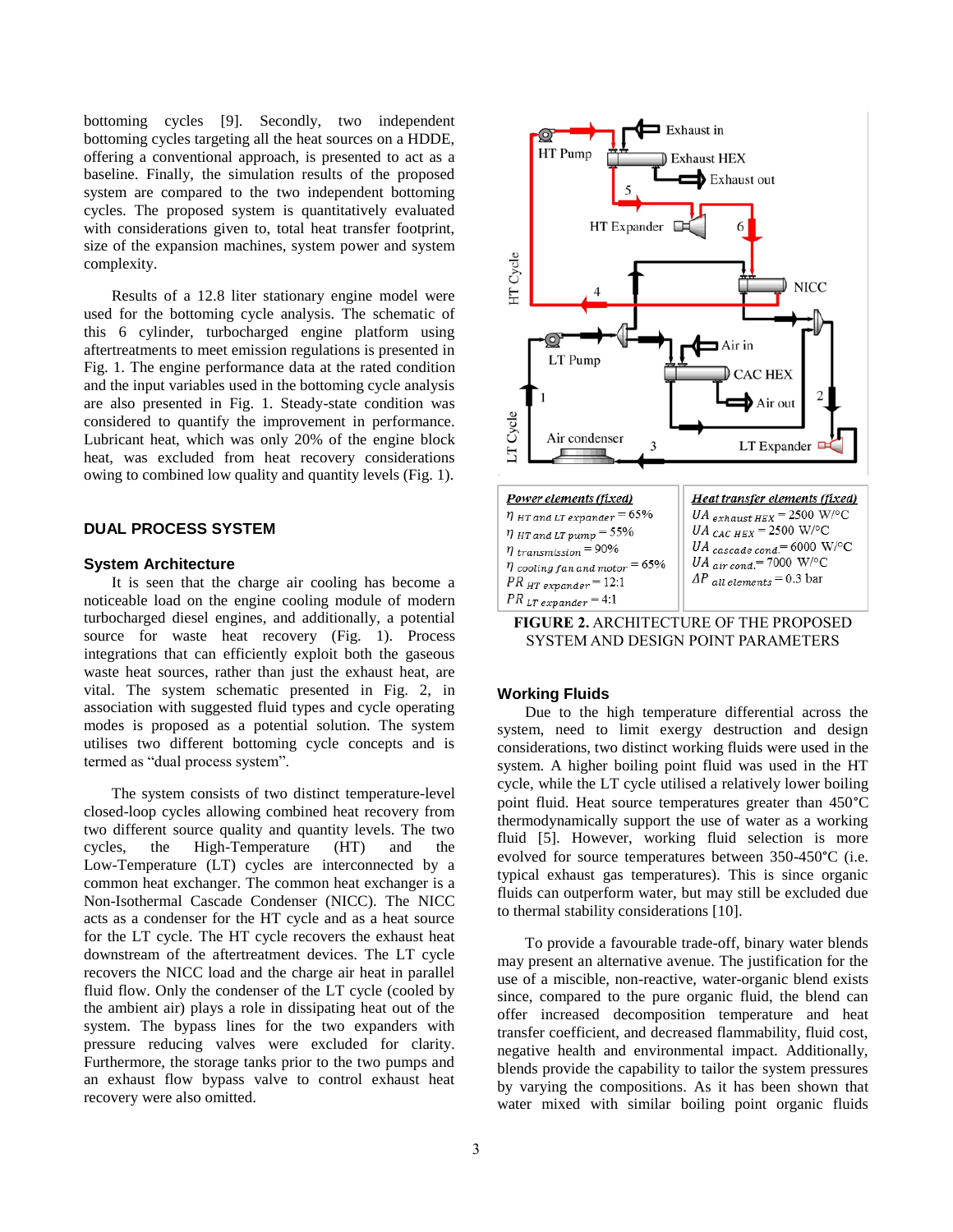bottoming cycles [9]. Secondly, two independent bottoming cycles targeting all the heat sources on a HDDE, offering a conventional approach, is presented to act as a baseline. Finally, the simulation results of the proposed system are compared to the two independent bottoming cycles. The proposed system is quantitatively evaluated with considerations given to, total heat transfer footprint, size of the expansion machines, system power and system complexity.

Results of a 12.8 liter stationary engine model were used for the bottoming cycle analysis. The schematic of this 6 cylinder, turbocharged engine platform using aftertreatments to meet emission regulations is presented in Fig. 1. The engine performance data at the rated condition and the input variables used in the bottoming cycle analysis are also presented in Fig. 1. Steady-state condition was considered to quantify the improvement in performance. Lubricant heat, which was only 20% of the engine block heat, was excluded from heat recovery considerations owing to combined low quality and quantity levels (Fig. 1).

## DUAL PROCESS SYSTEM

### System Architecture

It is seen that the charge air cooling has become a noticeable load on the engine cooling module of modern turbocharged diesel engines, and additionally, a potential source for waste heat recovery (Fig. 1). Process integrations that can efficiently exploit both the gaseous waste heat sources, rather than just the exhaust heat, are vital. The system schematic presented in Fig. 2, in association with suggested fluid types and cycle operating modes is proposed as a potential solution. The system utilises two different bottoming cycle concepts and is termed as "dual process system".

The system consists of two distinct temperature-level closed-loop cycles allowing combined heat recovery from two different source quality and quantity levels. The two cycles, the High-Temperature (HT) and the Low-Temperature (LT) cycles are interconnected by a common heat exchanger. The common heat exchanger is a Non-Isothermal Cascade Condenser (NICC). The NICC acts as a condenser for the HT cycle and as a heat source for the LT cycle. The HT cycle recovers the exhaust heat downstream of the aftertreatment devices. The LT cycle recovers the NICC load and the charge air heat in parallel fluid flow. Only the condenser of the LT cycle (cooled by the ambient air) plays a role in dissipating heat out of the system. The bypass lines for the two expanders with pressure reducing valves were excluded for clarity. Furthermore, the storage tanks prior to the two pumps and an exhaust flow bypass valve to control exhaust heat recovery were also omitted.

| Power elements (fixed) | Heat transfer elements (fixed) |
|---|---|
| $\eta_{HT\ and\ LT\ expander} = 65\%$ | $UA_{exhaust\ HEX} = 2500$ W/°C |
| $\eta_{HT\ and\ LT\ pump} = 55\%$ | $UA_{CAC\ HEX} = 2500$ W/°C |
| $\eta_{transmission} = 90\%$ | $UA_{cascade\ cond.} = 6000$ W/°C |
| $\eta_{cooling\ fan\ and\ motor} = 65\%$ | $UA_{air\ cond.} = 7000$ W/°C |
| $PR_{HT\ expander} = 12{:}1$ | $\Delta P_{all\ elements} = 0.3$ bar |
| $PR_{LT\ expander} = 4{:}1$ | |

**FIGURE 2.** ARCHITECTURE OF THE PROPOSED SYSTEM AND DESIGN POINT PARAMETERS

### Working Fluids

Due to the high temperature differential across the system, need to limit exergy destruction and design considerations, two distinct working fluids were used in the system. A higher boiling point fluid was used in the HT cycle, while the LT cycle utilised a relatively lower boiling point fluid. Heat source temperatures greater than 450°C thermodynamically support the use of water as a working fluid [5]. However, working fluid selection is more evolved for source temperatures between 350-450°C (i.e. typical exhaust gas temperatures). This is since organic fluids can outperform water, but may still be excluded due to thermal stability considerations [10].

To provide a favourable trade-off, binary water blends may present an alternative avenue. The justification for the use of a miscible, non-reactive, water-organic blend exists since, compared to the pure organic fluid, the blend can offer increased decomposition temperature and heat transfer coefficient, and decreased flammability, fluid cost, negative health and environmental impact. Additionally, blends provide the capability to tailor the system pressures by varying the compositions. As it has been shown that water mixed with similar boiling point organic fluids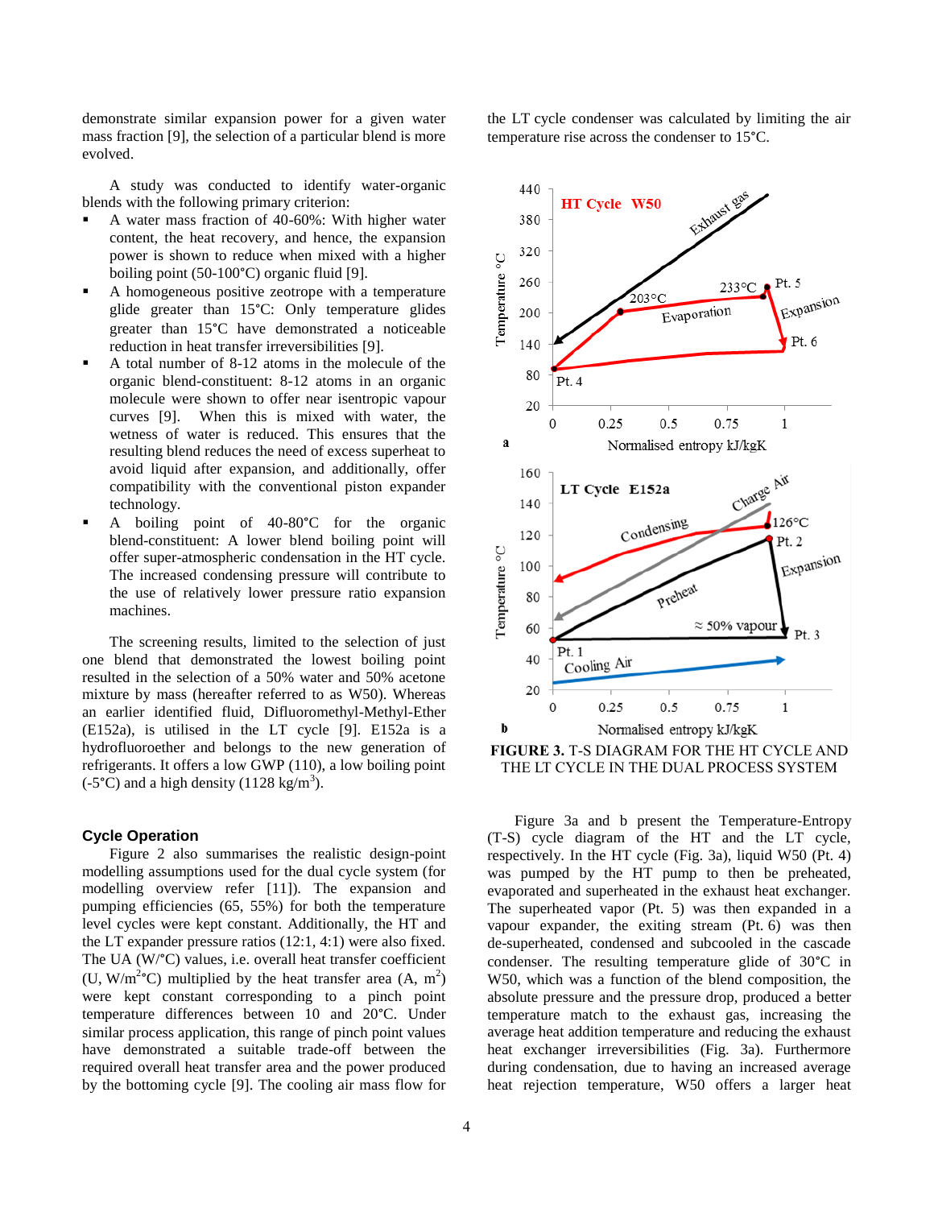demonstrate similar expansion power for a given water mass fraction [9], the selection of a particular blend is more evolved.

A study was conducted to identify water-organic blends with the following primary criterion:

- A water mass fraction of 40-60%: With higher water content, the heat recovery, and hence, the expansion power is shown to reduce when mixed with a higher boiling point (50-100°C) organic fluid [9].
- A homogeneous positive zeotrope with a temperature glide greater than 15°C: Only temperature glides greater than 15°C have demonstrated a noticeable reduction in heat transfer irreversibilities [9].
- A total number of 8-12 atoms in the molecule of the organic blend-constituent: 8-12 atoms in an organic molecule were shown to offer near isentropic vapour curves [9]. When this is mixed with water, the wetness of water is reduced. This ensures that the resulting blend reduces the need of excess superheat to avoid liquid after expansion, and additionally, offer compatibility with the conventional piston expander technology.
- A boiling point of 40-80°C for the organic blend-constituent: A lower blend boiling point will offer super-atmospheric condensation in the HT cycle. The increased condensing pressure will contribute to the use of relatively lower pressure ratio expansion machines.

The screening results, limited to the selection of just one blend that demonstrated the lowest boiling point resulted in the selection of a 50% water and 50% acetone mixture by mass (hereafter referred to as W50). Whereas an earlier identified fluid, Difluoromethyl-Methyl-Ether (E152a), is utilised in the LT cycle [9]. E152a is a hydrofluoroether and belongs to the new generation of refrigerants. It offers a low GWP (110), a low boiling point (-5°C) and a high density (1128 kg/m$^3$).

### Cycle Operation

Figure 2 also summarises the realistic design-point modelling assumptions used for the dual cycle system (for modelling overview refer [11]). The expansion and pumping efficiencies (65, 55%) for both the temperature level cycles were kept constant. Additionally, the HT and the LT expander pressure ratios (12:1, 4:1) were also fixed. The UA (W/°C) values, i.e. overall heat transfer coefficient (U, W/m$^2$°C) multiplied by the heat transfer area (A, m$^2$) were kept constant corresponding to a pinch point temperature differences between 10 and 20°C. Under similar process application, this range of pinch point values have demonstrated a suitable trade-off between the required overall heat transfer area and the power produced by the bottoming cycle [9]. The cooling air mass flow for the LT cycle condenser was calculated by limiting the air temperature rise across the condenser to 15°C.

**FIGURE 3.** T-S DIAGRAM FOR THE HT CYCLE AND THE LT CYCLE IN THE DUAL PROCESS SYSTEM

Figure 3a and b present the Temperature-Entropy (T-S) cycle diagram of the HT and the LT cycle, respectively. In the HT cycle (Fig. 3a), liquid W50 (Pt. 4) was pumped by the HT pump to then be preheated, evaporated and superheated in the exhaust heat exchanger. The superheated vapor (Pt. 5) was then expanded in a vapour expander, the exiting stream (Pt. 6) was then de-superheated, condensed and subcooled in the cascade condenser. The resulting temperature glide of 30°C in W50, which was a function of the blend composition, the absolute pressure and the pressure drop, produced a better temperature match to the exhaust gas, increasing the average heat addition temperature and reducing the exhaust heat exchanger irreversibilities (Fig. 3a). Furthermore during condensation, due to having an increased average heat rejection temperature, W50 offers a larger heat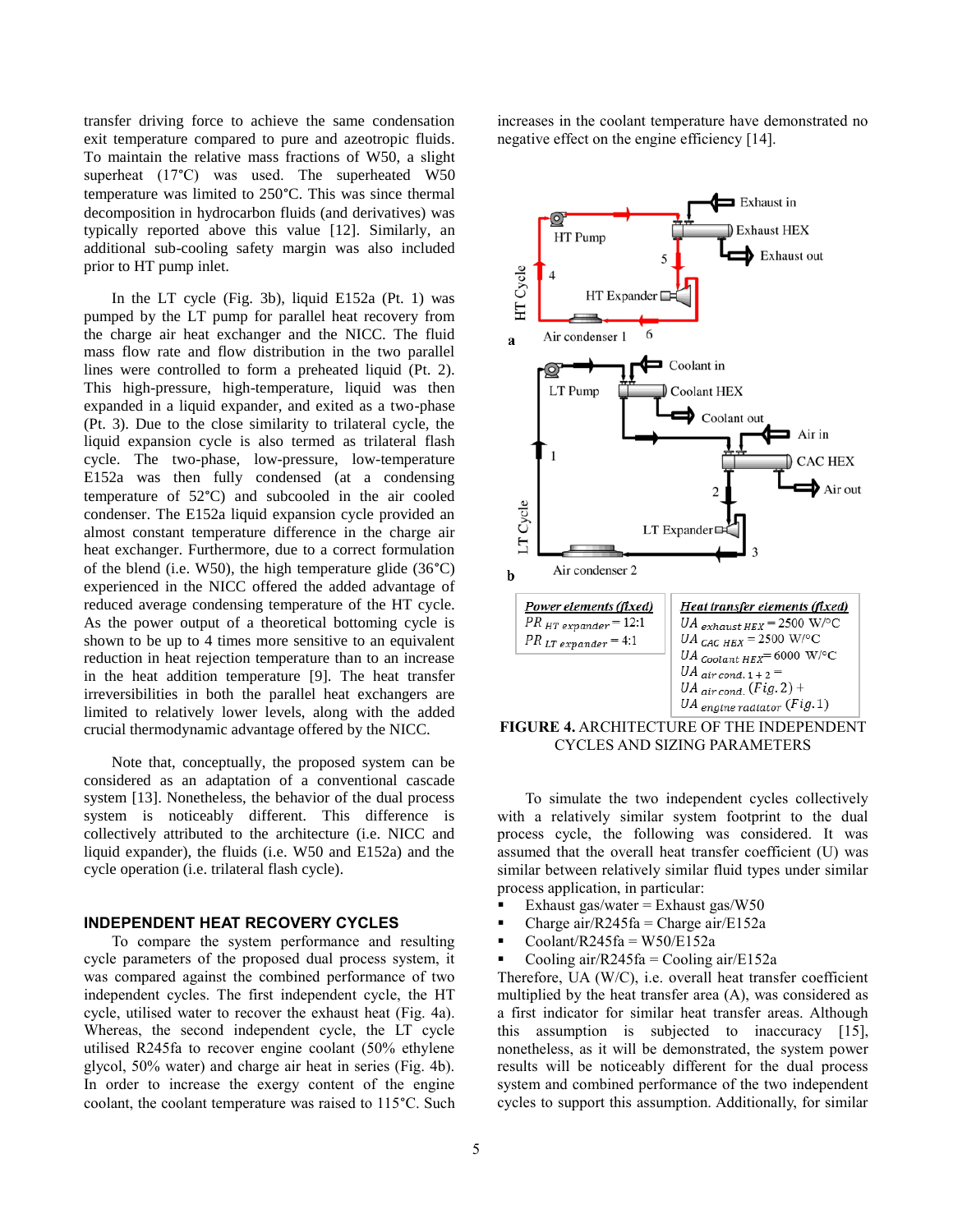transfer driving force to achieve the same condensation exit temperature compared to pure and azeotropic fluids. To maintain the relative mass fractions of W50, a slight superheat (17°C) was used. The superheated W50 temperature was limited to 250°C. This was since thermal decomposition in hydrocarbon fluids (and derivatives) was typically reported above this value [12]. Similarly, an additional sub-cooling safety margin was also included prior to HT pump inlet.

In the LT cycle (Fig. 3b), liquid E152a (Pt. 1) was pumped by the LT pump for parallel heat recovery from the charge air heat exchanger and the NICC. The fluid mass flow rate and flow distribution in the two parallel lines were controlled to form a preheated liquid (Pt. 2). This high-pressure, high-temperature, liquid was then expanded in a liquid expander, and exited as a two-phase (Pt. 3). Due to the close similarity to trilateral cycle, the liquid expansion cycle is also termed as trilateral flash cycle. The two-phase, low-pressure, low-temperature E152a was then fully condensed (at a condensing temperature of 52°C) and subcooled in the air cooled condenser. The E152a liquid expansion cycle provided an almost constant temperature difference in the charge air heat exchanger. Furthermore, due to a correct formulation of the blend (i.e. W50), the high temperature glide (36°C) experienced in the NICC offered the added advantage of reduced average condensing temperature of the HT cycle. As the power output of a theoretical bottoming cycle is shown to be up to 4 times more sensitive to an equivalent reduction in heat rejection temperature than to an increase in the heat addition temperature [9]. The heat transfer irreversibilities in both the parallel heat exchangers are limited to relatively lower levels, along with the added crucial thermodynamic advantage offered by the NICC.

Note that, conceptually, the proposed system can be considered as an adaptation of a conventional cascade system [13]. Nonetheless, the behavior of the dual process system is noticeably different. This difference is collectively attributed to the architecture (i.e. NICC and liquid expander), the fluids (i.e. W50 and E152a) and the cycle operation (i.e. trilateral flash cycle).

## INDEPENDENT HEAT RECOVERY CYCLES

To compare the system performance and resulting cycle parameters of the proposed dual process system, it was compared against the combined performance of two independent cycles. The first independent cycle, the HT cycle, utilised water to recover the exhaust heat (Fig. 4a). Whereas, the second independent cycle, the LT cycle utilised R245fa to recover engine coolant (50% ethylene glycol, 50% water) and charge air heat in series (Fig. 4b). In order to increase the exergy content of the engine coolant, the coolant temperature was raised to 115°C. Such increases in the coolant temperature have demonstrated no negative effect on the engine efficiency [14].

| *Power elements (fixed)* | *Heat transfer elements (fixed)* |
|---|---|
| $PR_{HT\ expander} = 12{:}1$ | $UA_{exhaust\ HEX} = 2500$ W/°C |
| $PR_{LT\ expander} = 4{:}1$ | $UA_{CAC\ HEX} = 2500$ W/°C |
| | $UA_{Coolant\ HEX} = 6000$ W/°C |
| | $UA_{air\ cond.\ 1+2} =$ |
| | $UA_{air\ cond.}$ (*Fig.* 2) + |
| | $UA_{engine\ radiator}$ (*Fig.* 1) |

**FIGURE 4.** ARCHITECTURE OF THE INDEPENDENT CYCLES AND SIZING PARAMETERS

To simulate the two independent cycles collectively with a relatively similar system footprint to the dual process cycle, the following was considered. It was assumed that the overall heat transfer coefficient (U) was similar between relatively similar fluid types under similar process application, in particular:

- Exhaust gas/water = Exhaust gas/W50
- Charge air/R245fa = Charge air/E152a
- Coolant/R245fa = W50/E152a
- Cooling air/R245fa = Cooling air/E152a

Therefore, UA (W/C), i.e. overall heat transfer coefficient multiplied by the heat transfer area (A), was considered as a first indicator for similar heat transfer areas. Although this assumption is subjected to inaccuracy [15], nonetheless, as it will be demonstrated, the system power results will be noticeably different for the dual process system and combined performance of the two independent cycles to support this assumption. Additionally, for similar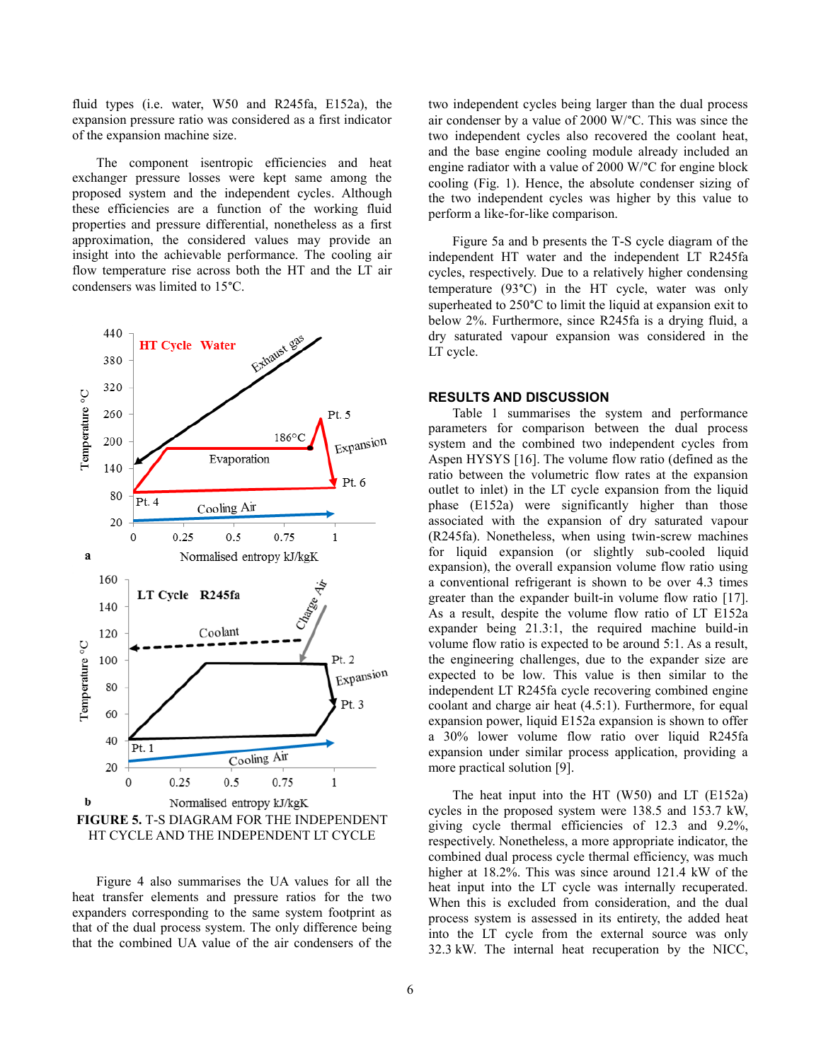fluid types (i.e. water, W50 and R245fa, E152a), the expansion pressure ratio was considered as a first indicator of the expansion machine size.

The component isentropic efficiencies and heat exchanger pressure losses were kept same among the proposed system and the independent cycles. Although these efficiencies are a function of the working fluid properties and pressure differential, nonetheless as a first approximation, the considered values may provide an insight into the achievable performance. The cooling air flow temperature rise across both the HT and the LT air condensers was limited to 15°C.

**FIGURE 5.** T-S DIAGRAM FOR THE INDEPENDENT HT CYCLE AND THE INDEPENDENT LT CYCLE

Figure 4 also summarises the UA values for all the heat transfer elements and pressure ratios for the two expanders corresponding to the same system footprint as that of the dual process system. The only difference being that the combined UA value of the air condensers of the two independent cycles being larger than the dual process air condenser by a value of 2000 W/°C. This was since the two independent cycles also recovered the coolant heat, and the base engine cooling module already included an engine radiator with a value of 2000 W/°C for engine block cooling (Fig. 1). Hence, the absolute condenser sizing of the two independent cycles was higher by this value to perform a like-for-like comparison.

Figure 5a and b presents the T-S cycle diagram of the independent HT water and the independent LT R245fa cycles, respectively. Due to a relatively higher condensing temperature (93°C) in the HT cycle, water was only superheated to 250°C to limit the liquid at expansion exit to below 2%. Furthermore, since R245fa is a drying fluid, a dry saturated vapour expansion was considered in the LT cycle.

## RESULTS AND DISCUSSION

Table 1 summarises the system and performance parameters for comparison between the dual process system and the combined two independent cycles from Aspen HYSYS [16]. The volume flow ratio (defined as the ratio between the volumetric flow rates at the expansion outlet to inlet) in the LT cycle expansion from the liquid phase (E152a) were significantly higher than those associated with the expansion of dry saturated vapour (R245fa). Nonetheless, when using twin-screw machines for liquid expansion (or slightly sub-cooled liquid expansion), the overall expansion volume flow ratio using a conventional refrigerant is shown to be over 4.3 times greater than the expander built-in volume flow ratio [17]. As a result, despite the volume flow ratio of LT E152a expander being 21.3:1, the required machine build-in volume flow ratio is expected to be around 5:1. As a result, the engineering challenges, due to the expander size are expected to be low. This value is then similar to the independent LT R245fa cycle recovering combined engine coolant and charge air heat (4.5:1). Furthermore, for equal expansion power, liquid E152a expansion is shown to offer a 30% lower volume flow ratio over liquid R245fa expansion under similar process application, providing a more practical solution [9].

The heat input into the HT (W50) and LT (E152a) cycles in the proposed system were 138.5 and 153.7 kW, giving cycle thermal efficiencies of 12.3 and 9.2%, respectively. Nonetheless, a more appropriate indicator, the combined dual process cycle thermal efficiency, was much higher at 18.2%. This was since around 121.4 kW of the heat input into the LT cycle was internally recuperated. When this is excluded from consideration, and the dual process system is assessed in its entirety, the added heat into the LT cycle from the external source was only 32.3 kW. The internal heat recuperation by the NICC,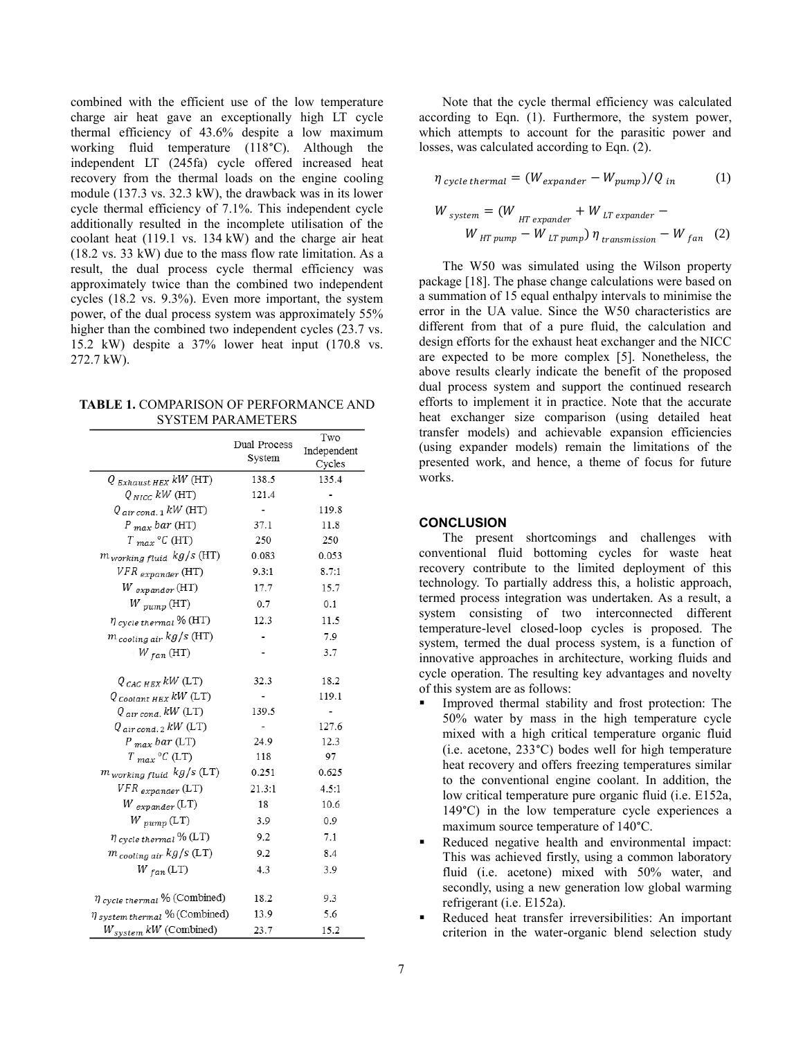combined with the efficient use of the low temperature charge air heat gave an exceptionally high LT cycle thermal efficiency of 43.6% despite a low maximum working fluid temperature (118°C). Although the independent LT (245fa) cycle offered increased heat recovery from the thermal loads on the engine cooling module (137.3 vs. 32.3 kW), the drawback was in its lower cycle thermal efficiency of 7.1%. This independent cycle additionally resulted in the incomplete utilisation of the coolant heat (119.1 vs. 134 kW) and the charge air heat (18.2 vs. 33 kW) due to the mass flow rate limitation. As a result, the dual process cycle thermal efficiency was approximately twice than the combined two independent cycles (18.2 vs. 9.3%). Even more important, the system power, of the dual process system was approximately 55% higher than the combined two independent cycles (23.7 vs. 15.2 kW) despite a 37% lower heat input (170.8 vs. 272.7 kW).

**TABLE 1.** COMPARISON OF PERFORMANCE AND SYSTEM PARAMETERS

| | Dual Process System | Two Independent Cycles |
|---|---|---|
| $Q_{Exhaust\ HEX}$ $kW$ (HT) | 138.5 | 135.4 |
| $Q_{NICC}$ $kW$ (HT) | 121.4 | - |
| $Q_{air\ cond.1}$ $kW$ (HT) | - | 119.8 |
| $P_{max}$ $bar$ (HT) | 37.1 | 11.8 |
| $T_{max}$ $°C$ (HT) | 250 | 250 |
| $m_{working\ fluid}$ $kg/s$ (HT) | 0.083 | 0.053 |
| $VFR_{expander}$ (HT) | 9.3:1 | 8.7:1 |
| $W_{expander}$ (HT) | 17.7 | 15.7 |
| $W_{pump}$ (HT) | 0.7 | 0.1 |
| $\eta_{cycle\ thermal}$ % (HT) | 12.3 | 11.5 |
| $m_{cooling\ air}$ $kg/s$ (HT) | - | 7.9 |
| $W_{fan}$ (HT) | - | 3.7 |
| $Q_{CAC\ HEX}$ $kW$ (LT) | 32.3 | 18.2 |
| $Q_{Coolant\ HEX}$ $kW$ (LT) | - | 119.1 |
| $Q_{air\ cond.}$ $kW$ (LT) | 139.5 | - |
| $Q_{air\ cond.2}$ $kW$ (LT) | - | 127.6 |
| $P_{max}$ $bar$ (LT) | 24.9 | 12.3 |
| $T_{max}$ $°C$ (LT) | 118 | 97 |
| $m_{working\ fluid}$ $kg/s$ (LT) | 0.251 | 0.625 |
| $VFR_{expander}$ (LT) | 21.3:1 | 4.5:1 |
| $W_{expander}$ (LT) | 18 | 10.6 |
| $W_{pump}$ (LT) | 3.9 | 0.9 |
| $\eta_{cycle\ thermal}$ % (LT) | 9.2 | 7.1 |
| $m_{cooling\ air}$ $kg/s$ (LT) | 9.2 | 8.4 |
| $W_{fan}$ (LT) | 4.3 | 3.9 |
| $\eta_{cycle\ thermal}$ % (Combined) | 18.2 | 9.3 |
| $\eta_{system\ thermal}$ % (Combined) | 13.9 | 5.6 |
| $W_{system}$ $kW$ (Combined) | 23.7 | 15.2 |

Note that the cycle thermal efficiency was calculated according to Eqn. (1). Furthermore, the system power, which attempts to account for the parasitic power and losses, was calculated according to Eqn. (2).

$$\eta_{cycle\ thermal} = (W_{expander} - W_{pump})/Q_{in} \tag{1}$$

$$W_{system} = (W_{HT\ expander} + W_{LT\ expander} - W_{HT\ pump} - W_{LT\ pump})\,\eta_{transmission} - W_{fan} \tag{2}$$

The W50 was simulated using the Wilson property package [18]. The phase change calculations were based on a summation of 15 equal enthalpy intervals to minimise the error in the UA value. Since the W50 characteristics are different from that of a pure fluid, the calculation and design efforts for the exhaust heat exchanger and the NICC are expected to be more complex [5]. Nonetheless, the above results clearly indicate the benefit of the proposed dual process system and support the continued research efforts to implement it in practice. Note that the accurate heat exchanger size comparison (using detailed heat transfer models) and achievable expansion efficiencies (using expander models) remain the limitations of the presented work, and hence, a theme of focus for future works.

## CONCLUSION

The present shortcomings and challenges with conventional fluid bottoming cycles for waste heat recovery contribute to the limited deployment of this technology. To partially address this, a holistic approach, termed process integration was undertaken. As a result, a system consisting of two interconnected different temperature-level closed-loop cycles is proposed. The system, termed the dual process system, is a function of innovative approaches in architecture, working fluids and cycle operation. The resulting key advantages and novelty of this system are as follows:

- Improved thermal stability and frost protection: The 50% water by mass in the high temperature cycle mixed with a high critical temperature organic fluid (i.e. acetone, 233°C) bodes well for high temperature heat recovery and offers freezing temperatures similar to the conventional engine coolant. In addition, the low critical temperature pure organic fluid (i.e. E152a, 149°C) in the low temperature cycle experiences a maximum source temperature of 140°C.
- Reduced negative health and environmental impact: This was achieved firstly, using a common laboratory fluid (i.e. acetone) mixed with 50% water, and secondly, using a new generation low global warming refrigerant (i.e. E152a).
- Reduced heat transfer irreversibilities: An important criterion in the water-organic blend selection study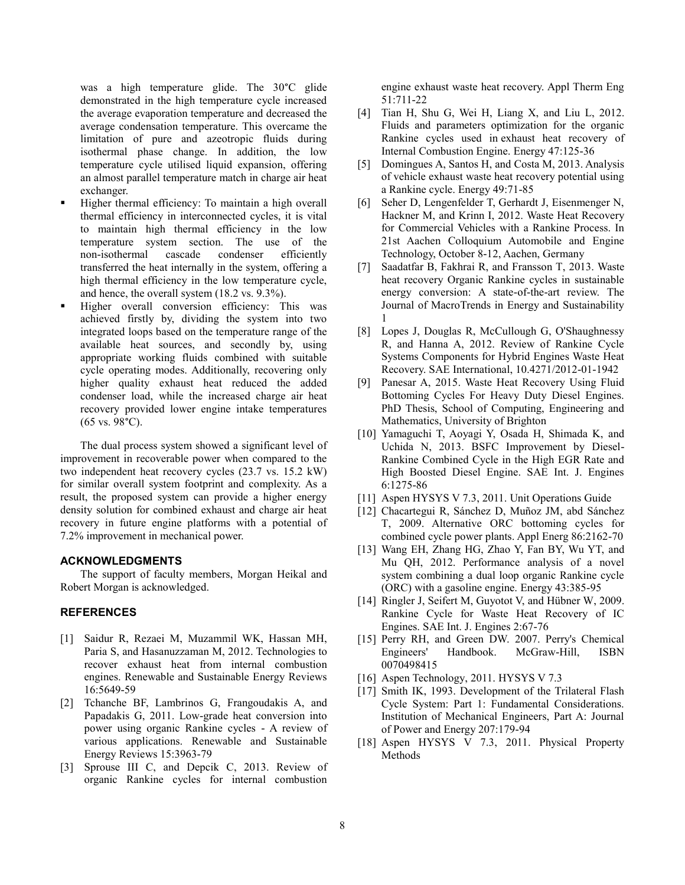was a high temperature glide. The 30°C glide demonstrated in the high temperature cycle increased the average evaporation temperature and decreased the average condensation temperature. This overcame the limitation of pure and azeotropic fluids during isothermal phase change. In addition, the low temperature cycle utilised liquid expansion, offering an almost parallel temperature match in charge air heat exchanger.

- Higher thermal efficiency: To maintain a high overall thermal efficiency in interconnected cycles, it is vital to maintain high thermal efficiency in the low temperature system section. The use of the non-isothermal cascade condenser efficiently transferred the heat internally in the system, offering a high thermal efficiency in the low temperature cycle, and hence, the overall system (18.2 vs. 9.3%).
- Higher overall conversion efficiency: This was achieved firstly by, dividing the system into two integrated loops based on the temperature range of the available heat sources, and secondly by, using appropriate working fluids combined with suitable cycle operating modes. Additionally, recovering only higher quality exhaust heat reduced the added condenser load, while the increased charge air heat recovery provided lower engine intake temperatures (65 vs. 98°C).

The dual process system showed a significant level of improvement in recoverable power when compared to the two independent heat recovery cycles (23.7 vs. 15.2 kW) for similar overall system footprint and complexity. As a result, the proposed system can provide a higher energy density solution for combined exhaust and charge air heat recovery in future engine platforms with a potential of 7.2% improvement in mechanical power.

## ACKNOWLEDGMENTS

The support of faculty members, Morgan Heikal and Robert Morgan is acknowledged.

## REFERENCES

[1] Saidur R, Rezaei M, Muzammil WK, Hassan MH, Paria S, and Hasanuzzaman M, 2012. Technologies to recover exhaust heat from internal combustion engines. Renewable and Sustainable Energy Reviews 16:5649-59

[2] Tchanche BF, Lambrinos G, Frangoudakis A, and Papadakis G, 2011. Low-grade heat conversion into power using organic Rankine cycles - A review of various applications. Renewable and Sustainable Energy Reviews 15:3963-79

[3] Sprouse III C, and Depcik C, 2013. Review of organic Rankine cycles for internal combustion engine exhaust waste heat recovery. Appl Therm Eng 51:711-22

[4] Tian H, Shu G, Wei H, Liang X, and Liu L, 2012. Fluids and parameters optimization for the organic Rankine cycles used in exhaust heat recovery of Internal Combustion Engine. Energy 47:125-36

[5] Domingues A, Santos H, and Costa M, 2013. Analysis of vehicle exhaust waste heat recovery potential using a Rankine cycle. Energy 49:71-85

[6] Seher D, Lengenfelder T, Gerhardt J, Eisenmenger N, Hackner M, and Krinn I, 2012. Waste Heat Recovery for Commercial Vehicles with a Rankine Process. In 21st Aachen Colloquium Automobile and Engine Technology, October 8-12, Aachen, Germany

[7] Saadatfar B, Fakhrai R, and Fransson T, 2013. Waste heat recovery Organic Rankine cycles in sustainable energy conversion: A state-of-the-art review. The Journal of MacroTrends in Energy and Sustainability 1

[8] Lopes J, Douglas R, McCullough G, O'Shaughnessy R, and Hanna A, 2012. Review of Rankine Cycle Systems Components for Hybrid Engines Waste Heat Recovery. SAE International, 10.4271/2012-01-1942

[9] Panesar A, 2015. Waste Heat Recovery Using Fluid Bottoming Cycles For Heavy Duty Diesel Engines. PhD Thesis, School of Computing, Engineering and Mathematics, University of Brighton

[10] Yamaguchi T, Aoyagi Y, Osada H, Shimada K, and Uchida N, 2013. BSFC Improvement by Diesel-Rankine Combined Cycle in the High EGR Rate and High Boosted Diesel Engine. SAE Int. J. Engines 6:1275-86

[11] Aspen HYSYS V 7.3, 2011. Unit Operations Guide

[12] Chacartegui R, Sánchez D, Muñoz JM, abd Sánchez T, 2009. Alternative ORC bottoming cycles for combined cycle power plants. Appl Energ 86:2162-70

[13] Wang EH, Zhang HG, Zhao Y, Fan BY, Wu YT, and Mu QH, 2012. Performance analysis of a novel system combining a dual loop organic Rankine cycle (ORC) with a gasoline engine. Energy 43:385-95

[14] Ringler J, Seifert M, Guyotot V, and Hübner W, 2009. Rankine Cycle for Waste Heat Recovery of IC Engines. SAE Int. J. Engines 2:67-76

[15] Perry RH, and Green DW. 2007. Perry's Chemical Engineers' Handbook. McGraw-Hill, ISBN 0070498415

[16] Aspen Technology, 2011. HYSYS V 7.3

[17] Smith IK, 1993. Development of the Trilateral Flash Cycle System: Part 1: Fundamental Considerations. Institution of Mechanical Engineers, Part A: Journal of Power and Energy 207:179-94

[18] Aspen HYSYS V 7.3, 2011. Physical Property Methods